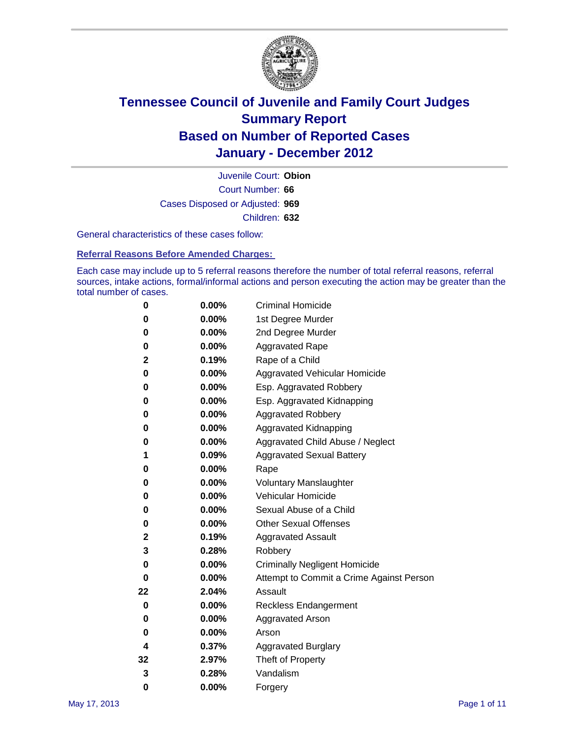# Tennessee Council of Juvenile and Family Court Judges
# Summary Report
# Based on Number of Reported Cases
# January - December 2012

Juvenile Court: **Obion**

Court Number: **66**

Cases Disposed or Adjusted: **969**

Children: **632**

General characteristics of these cases follow:

### Referral Reasons Before Amended Charges:

Each case may include up to 5 referral reasons therefore the number of total referral reasons, referral sources, intake actions, formal/informal actions and person executing the action may be greater than the total number of cases.

| Count | Percent | Referral Reason |
|---|---|---|
| 0 | 0.00% | Criminal Homicide |
| 0 | 0.00% | 1st Degree Murder |
| 0 | 0.00% | 2nd Degree Murder |
| 0 | 0.00% | Aggravated Rape |
| 2 | 0.19% | Rape of a Child |
| 0 | 0.00% | Aggravated Vehicular Homicide |
| 0 | 0.00% | Esp. Aggravated Robbery |
| 0 | 0.00% | Esp. Aggravated Kidnapping |
| 0 | 0.00% | Aggravated Robbery |
| 0 | 0.00% | Aggravated Kidnapping |
| 0 | 0.00% | Aggravated Child Abuse / Neglect |
| 1 | 0.09% | Aggravated Sexual Battery |
| 0 | 0.00% | Rape |
| 0 | 0.00% | Voluntary Manslaughter |
| 0 | 0.00% | Vehicular Homicide |
| 0 | 0.00% | Sexual Abuse of a Child |
| 0 | 0.00% | Other Sexual Offenses |
| 2 | 0.19% | Aggravated Assault |
| 3 | 0.28% | Robbery |
| 0 | 0.00% | Criminally Negligent Homicide |
| 0 | 0.00% | Attempt to Commit a Crime Against Person |
| 22 | 2.04% | Assault |
| 0 | 0.00% | Reckless Endangerment |
| 0 | 0.00% | Aggravated Arson |
| 0 | 0.00% | Arson |
| 4 | 0.37% | Aggravated Burglary |
| 32 | 2.97% | Theft of Property |
| 3 | 0.28% | Vandalism |
| 0 | 0.00% | Forgery |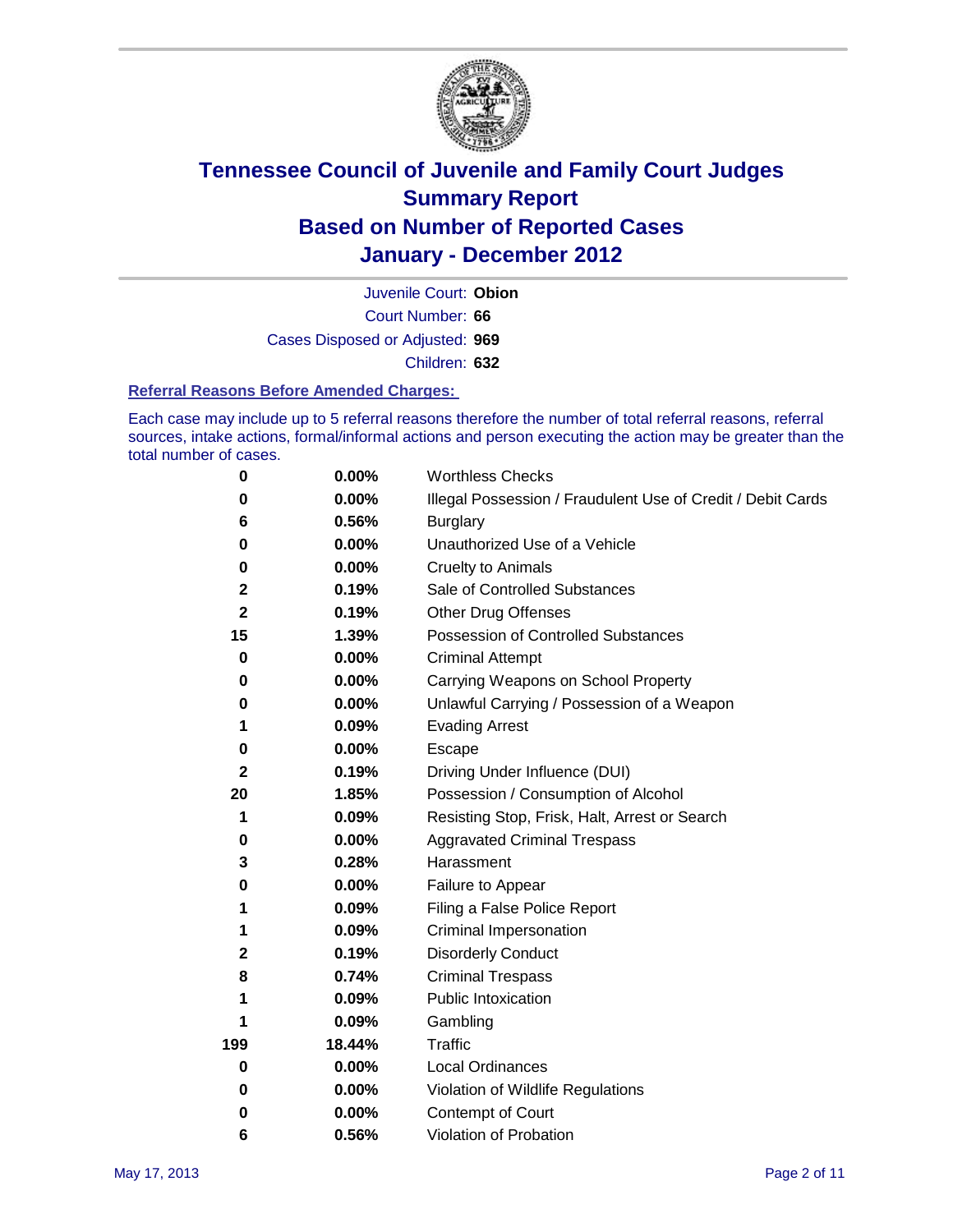# Tennessee Council of Juvenile and Family Court Judges
# Summary Report
# Based on Number of Reported Cases
# January - December 2012

Juvenile Court: **Obion**

Court Number: **66**

Cases Disposed or Adjusted: **969**

Children: **632**

### Referral Reasons Before Amended Charges:

Each case may include up to 5 referral reasons therefore the number of total referral reasons, referral sources, intake actions, formal/informal actions and person executing the action may be greater than the total number of cases.

| Count | Percent | Referral Reason |
|---|---|---|
| 0 | 0.00% | Worthless Checks |
| 0 | 0.00% | Illegal Possession / Fraudulent Use of Credit / Debit Cards |
| 6 | 0.56% | Burglary |
| 0 | 0.00% | Unauthorized Use of a Vehicle |
| 0 | 0.00% | Cruelty to Animals |
| 2 | 0.19% | Sale of Controlled Substances |
| 2 | 0.19% | Other Drug Offenses |
| 15 | 1.39% | Possession of Controlled Substances |
| 0 | 0.00% | Criminal Attempt |
| 0 | 0.00% | Carrying Weapons on School Property |
| 0 | 0.00% | Unlawful Carrying / Possession of a Weapon |
| 1 | 0.09% | Evading Arrest |
| 0 | 0.00% | Escape |
| 2 | 0.19% | Driving Under Influence (DUI) |
| 20 | 1.85% | Possession / Consumption of Alcohol |
| 1 | 0.09% | Resisting Stop, Frisk, Halt, Arrest or Search |
| 0 | 0.00% | Aggravated Criminal Trespass |
| 3 | 0.28% | Harassment |
| 0 | 0.00% | Failure to Appear |
| 1 | 0.09% | Filing a False Police Report |
| 1 | 0.09% | Criminal Impersonation |
| 2 | 0.19% | Disorderly Conduct |
| 8 | 0.74% | Criminal Trespass |
| 1 | 0.09% | Public Intoxication |
| 1 | 0.09% | Gambling |
| 199 | 18.44% | Traffic |
| 0 | 0.00% | Local Ordinances |
| 0 | 0.00% | Violation of Wildlife Regulations |
| 0 | 0.00% | Contempt of Court |
| 6 | 0.56% | Violation of Probation |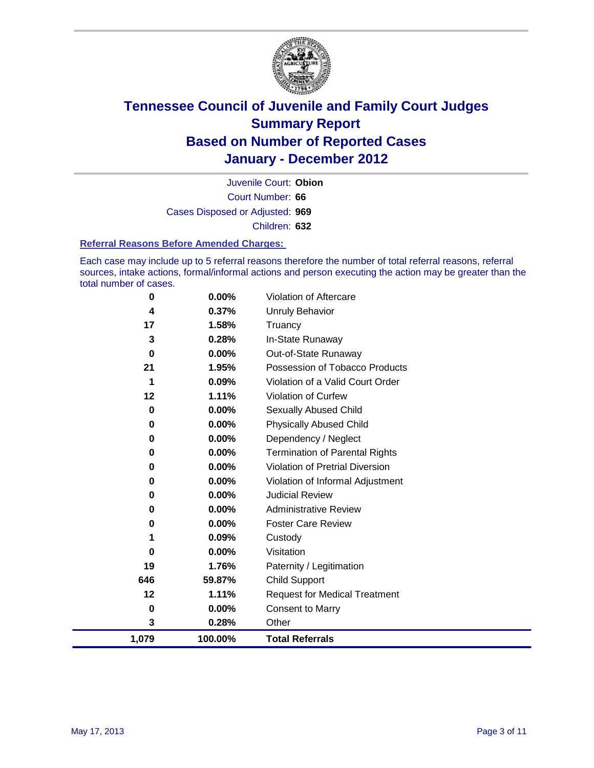# Tennessee Council of Juvenile and Family Court Judges
## Summary Report
## Based on Number of Reported Cases
## January - December 2012

Juvenile Court: **Obion**

Court Number: **66**

Cases Disposed or Adjusted: **969**

Children: **632**

### Referral Reasons Before Amended Charges:

Each case may include up to 5 referral reasons therefore the number of total referral reasons, referral sources, intake actions, formal/informal actions and person executing the action may be greater than the total number of cases.

| Count | Percent | Referral Reason |
|---|---|---|
| 0 | 0.00% | Violation of Aftercare |
| 4 | 0.37% | Unruly Behavior |
| 17 | 1.58% | Truancy |
| 3 | 0.28% | In-State Runaway |
| 0 | 0.00% | Out-of-State Runaway |
| 21 | 1.95% | Possession of Tobacco Products |
| 1 | 0.09% | Violation of a Valid Court Order |
| 12 | 1.11% | Violation of Curfew |
| 0 | 0.00% | Sexually Abused Child |
| 0 | 0.00% | Physically Abused Child |
| 0 | 0.00% | Dependency / Neglect |
| 0 | 0.00% | Termination of Parental Rights |
| 0 | 0.00% | Violation of Pretrial Diversion |
| 0 | 0.00% | Violation of Informal Adjustment |
| 0 | 0.00% | Judicial Review |
| 0 | 0.00% | Administrative Review |
| 0 | 0.00% | Foster Care Review |
| 1 | 0.09% | Custody |
| 0 | 0.00% | Visitation |
| 19 | 1.76% | Paternity / Legitimation |
| 646 | 59.87% | Child Support |
| 12 | 1.11% | Request for Medical Treatment |
| 0 | 0.00% | Consent to Marry |
| 3 | 0.28% | Other |
| **1,079** | **100.00%** | **Total Referrals** |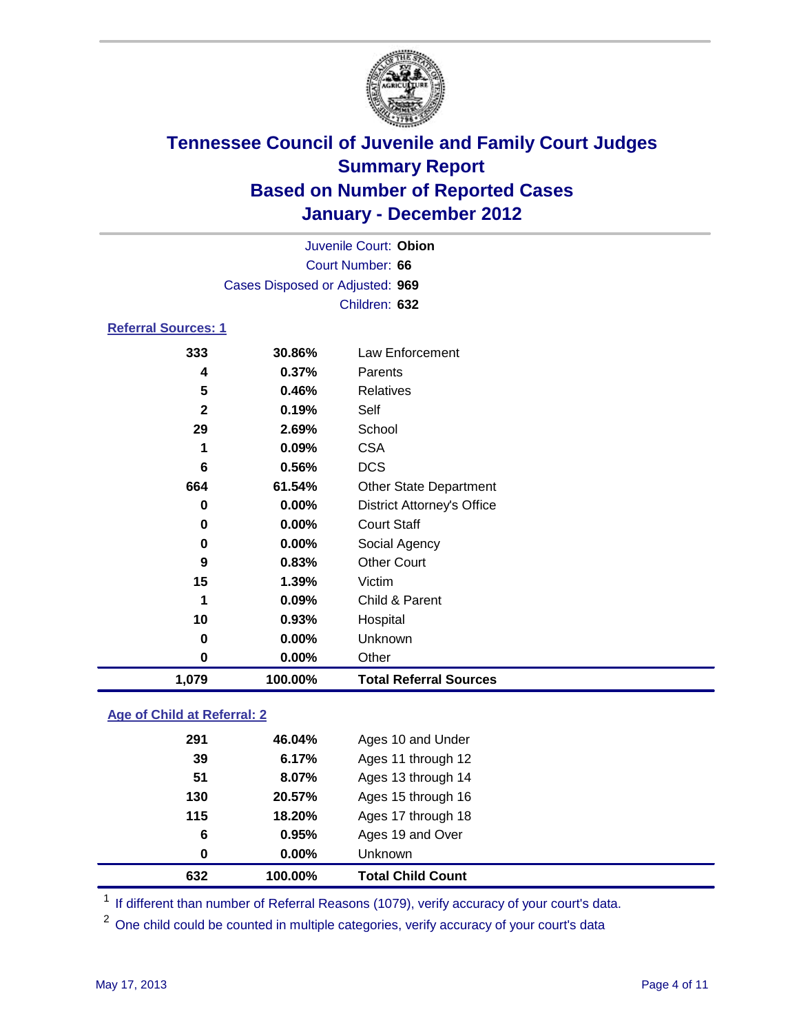# Tennessee Council of Juvenile and Family Court Judges
## Summary Report
## Based on Number of Reported Cases
## January - December 2012

Juvenile Court: **Obion**

Court Number: **66**

Cases Disposed or Adjusted: **969**

Children: **632**

### Referral Sources: 1

| | | |
|---|---|---|
| 333 | 30.86% | Law Enforcement |
| 4 | 0.37% | Parents |
| 5 | 0.46% | Relatives |
| 2 | 0.19% | Self |
| 29 | 2.69% | School |
| 1 | 0.09% | CSA |
| 6 | 0.56% | DCS |
| 664 | 61.54% | Other State Department |
| 0 | 0.00% | District Attorney's Office |
| 0 | 0.00% | Court Staff |
| 0 | 0.00% | Social Agency |
| 9 | 0.83% | Other Court |
| 15 | 1.39% | Victim |
| 1 | 0.09% | Child & Parent |
| 10 | 0.93% | Hospital |
| 0 | 0.00% | Unknown |
| 0 | 0.00% | Other |
| **1,079** | **100.00%** | **Total Referral Sources** |

### Age of Child at Referral: 2

| | | |
|---|---|---|
| 291 | 46.04% | Ages 10 and Under |
| 39 | 6.17% | Ages 11 through 12 |
| 51 | 8.07% | Ages 13 through 14 |
| 130 | 20.57% | Ages 15 through 16 |
| 115 | 18.20% | Ages 17 through 18 |
| 6 | 0.95% | Ages 19 and Over |
| 0 | 0.00% | Unknown |
| **632** | **100.00%** | **Total Child Count** |

[1] If different than number of Referral Reasons (1079), verify accuracy of your court's data.

[2] One child could be counted in multiple categories, verify accuracy of your court's data

May 17, 2013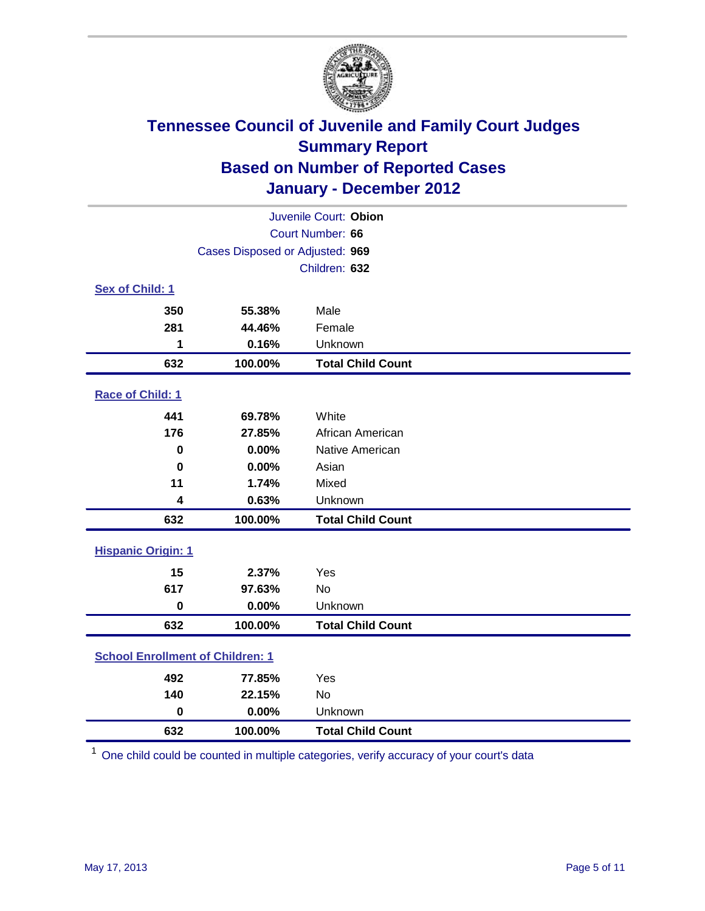# Tennessee Council of Juvenile and Family Court Judges
## Summary Report
## Based on Number of Reported Cases
## January - December 2012

Juvenile Court: **Obion**
Court Number: **66**
Cases Disposed or Adjusted: **969**
Children: **632**

### Sex of Child: 1

| | | |
|---|---|---|
| 350 | 55.38% | Male |
| 281 | 44.46% | Female |
| 1 | 0.16% | Unknown |
| **632** | **100.00%** | **Total Child Count** |

### Race of Child: 1

| | | |
|---|---|---|
| 441 | 69.78% | White |
| 176 | 27.85% | African American |
| 0 | 0.00% | Native American |
| 0 | 0.00% | Asian |
| 11 | 1.74% | Mixed |
| 4 | 0.63% | Unknown |
| **632** | **100.00%** | **Total Child Count** |

### Hispanic Origin: 1

| | | |
|---|---|---|
| 15 | 2.37% | Yes |
| 617 | 97.63% | No |
| 0 | 0.00% | Unknown |
| **632** | **100.00%** | **Total Child Count** |

### School Enrollment of Children: 1

| | | |
|---|---|---|
| 492 | 77.85% | Yes |
| 140 | 22.15% | No |
| 0 | 0.00% | Unknown |
| **632** | **100.00%** | **Total Child Count** |

[1] One child could be counted in multiple categories, verify accuracy of your court's data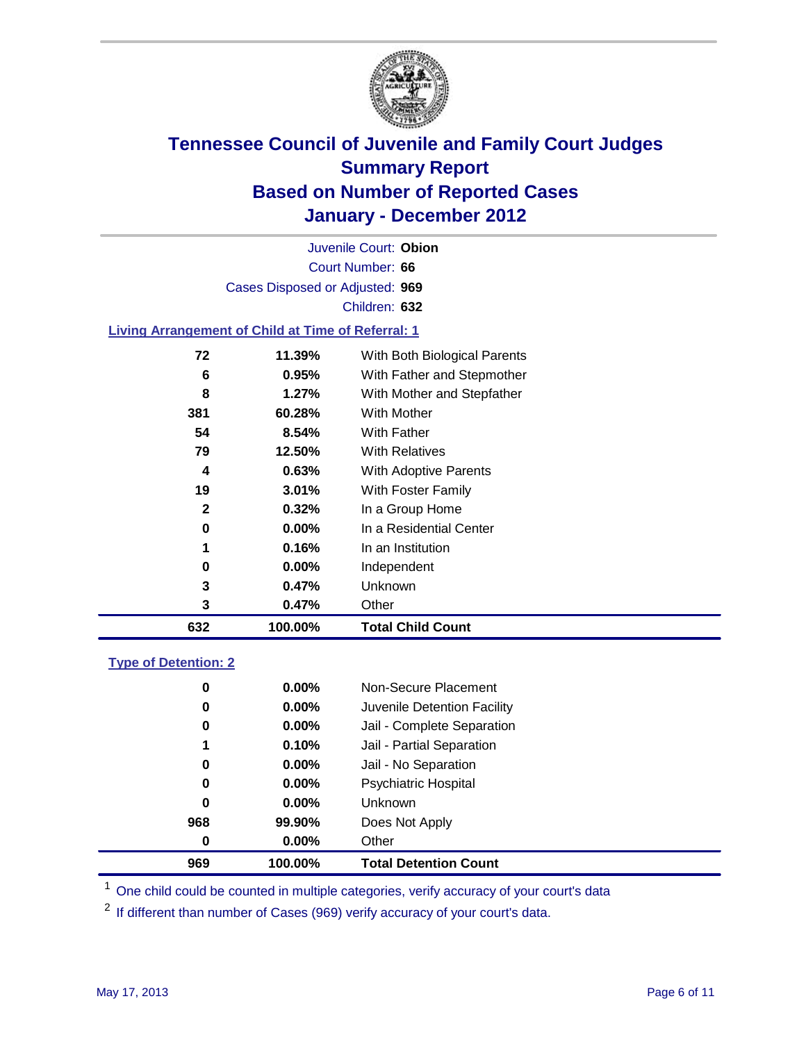# Tennessee Council of Juvenile and Family Court Judges
## Summary Report
## Based on Number of Reported Cases
## January - December 2012

Juvenile Court: **Obion**
Court Number: **66**
Cases Disposed or Adjusted: **969**
Children: **632**

### Living Arrangement of Child at Time of Referral: 1

| | | |
|---|---|---|
| 72 | 11.39% | With Both Biological Parents |
| 6 | 0.95% | With Father and Stepmother |
| 8 | 1.27% | With Mother and Stepfather |
| 381 | 60.28% | With Mother |
| 54 | 8.54% | With Father |
| 79 | 12.50% | With Relatives |
| 4 | 0.63% | With Adoptive Parents |
| 19 | 3.01% | With Foster Family |
| 2 | 0.32% | In a Group Home |
| 0 | 0.00% | In a Residential Center |
| 1 | 0.16% | In an Institution |
| 0 | 0.00% | Independent |
| 3 | 0.47% | Unknown |
| 3 | 0.47% | Other |
| **632** | **100.00%** | **Total Child Count** |

### Type of Detention: 2

| | | |
|---|---|---|
| 0 | 0.00% | Non-Secure Placement |
| 0 | 0.00% | Juvenile Detention Facility |
| 0 | 0.00% | Jail - Complete Separation |
| 1 | 0.10% | Jail - Partial Separation |
| 0 | 0.00% | Jail - No Separation |
| 0 | 0.00% | Psychiatric Hospital |
| 0 | 0.00% | Unknown |
| 968 | 99.90% | Does Not Apply |
| 0 | 0.00% | Other |
| **969** | **100.00%** | **Total Detention Count** |

[1] One child could be counted in multiple categories, verify accuracy of your court's data

[2] If different than number of Cases (969) verify accuracy of your court's data.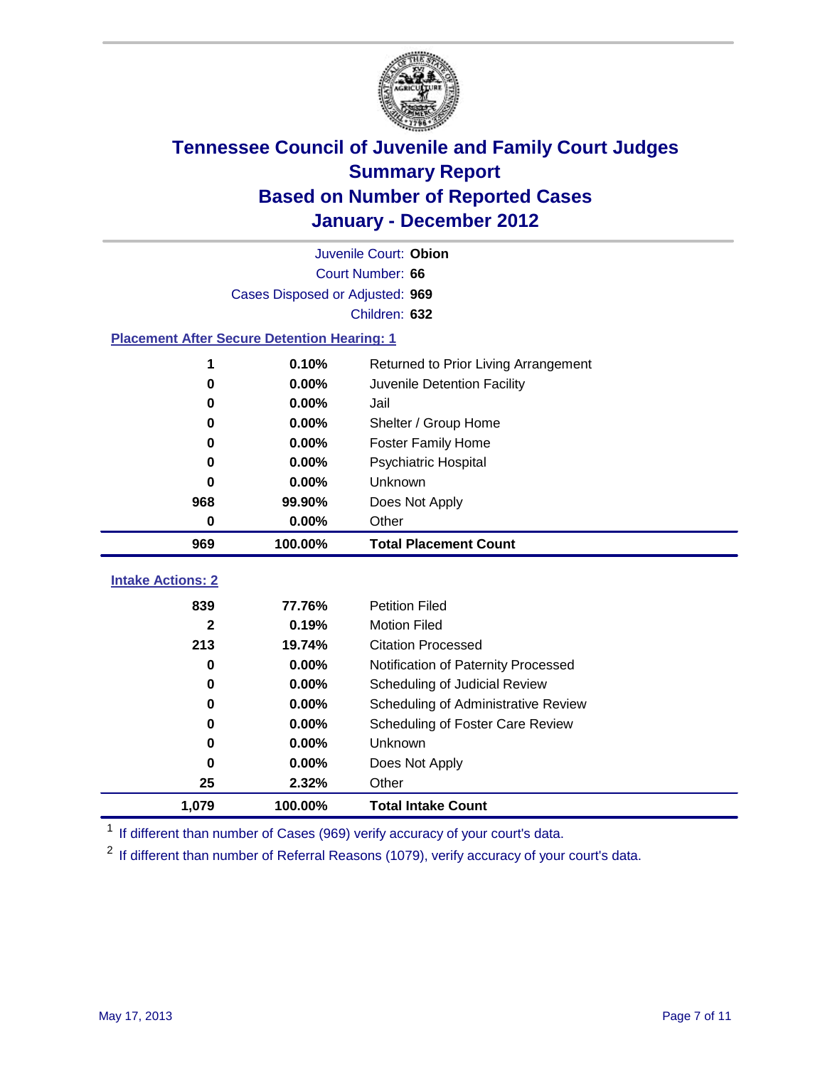# Tennessee Council of Juvenile and Family Court Judges
## Summary Report
## Based on Number of Reported Cases
## January - December 2012

Juvenile Court: **Obion**
Court Number: **66**
Cases Disposed or Adjusted: **969**
Children: **632**

### Placement After Secure Detention Hearing: 1

| | | |
|---|---|---|
| 1 | 0.10% | Returned to Prior Living Arrangement |
| 0 | 0.00% | Juvenile Detention Facility |
| 0 | 0.00% | Jail |
| 0 | 0.00% | Shelter / Group Home |
| 0 | 0.00% | Foster Family Home |
| 0 | 0.00% | Psychiatric Hospital |
| 0 | 0.00% | Unknown |
| 968 | 99.90% | Does Not Apply |
| 0 | 0.00% | Other |
| **969** | **100.00%** | **Total Placement Count** |

### Intake Actions: 2

| | | |
|---|---|---|
| 839 | 77.76% | Petition Filed |
| 2 | 0.19% | Motion Filed |
| 213 | 19.74% | Citation Processed |
| 0 | 0.00% | Notification of Paternity Processed |
| 0 | 0.00% | Scheduling of Judicial Review |
| 0 | 0.00% | Scheduling of Administrative Review |
| 0 | 0.00% | Scheduling of Foster Care Review |
| 0 | 0.00% | Unknown |
| 0 | 0.00% | Does Not Apply |
| 25 | 2.32% | Other |
| **1,079** | **100.00%** | **Total Intake Count** |

[1] If different than number of Cases (969) verify accuracy of your court's data.

[2] If different than number of Referral Reasons (1079), verify accuracy of your court's data.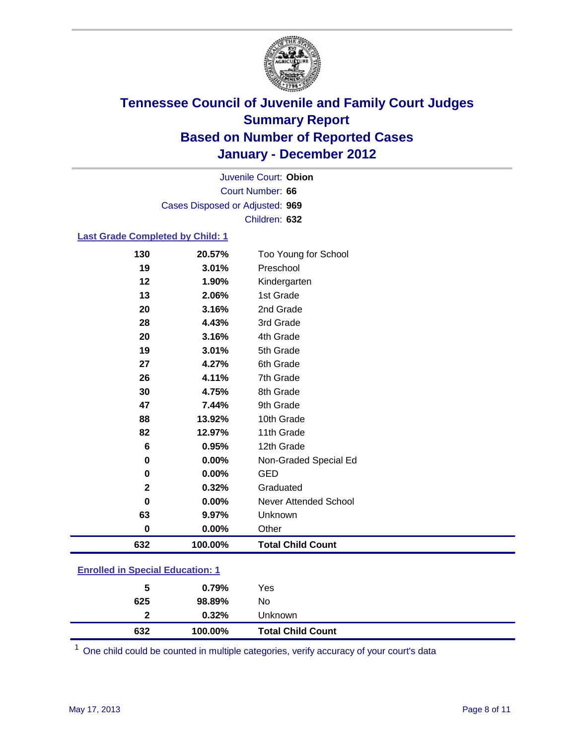# Tennessee Council of Juvenile and Family Court Judges
## Summary Report
## Based on Number of Reported Cases
## January - December 2012

Juvenile Court: **Obion**

Court Number: **66**

Cases Disposed or Adjusted: **969**

Children: **632**

### Last Grade Completed by Child: 1

| | | |
|---|---|---|
| 130 | 20.57% | Too Young for School |
| 19 | 3.01% | Preschool |
| 12 | 1.90% | Kindergarten |
| 13 | 2.06% | 1st Grade |
| 20 | 3.16% | 2nd Grade |
| 28 | 4.43% | 3rd Grade |
| 20 | 3.16% | 4th Grade |
| 19 | 3.01% | 5th Grade |
| 27 | 4.27% | 6th Grade |
| 26 | 4.11% | 7th Grade |
| 30 | 4.75% | 8th Grade |
| 47 | 7.44% | 9th Grade |
| 88 | 13.92% | 10th Grade |
| 82 | 12.97% | 11th Grade |
| 6 | 0.95% | 12th Grade |
| 0 | 0.00% | Non-Graded Special Ed |
| 0 | 0.00% | GED |
| 2 | 0.32% | Graduated |
| 0 | 0.00% | Never Attended School |
| 63 | 9.97% | Unknown |
| 0 | 0.00% | Other |
| **632** | **100.00%** | **Total Child Count** |

### Enrolled in Special Education: 1

| | | |
|---|---|---|
| 5 | 0.79% | Yes |
| 625 | 98.89% | No |
| 2 | 0.32% | Unknown |
| **632** | **100.00%** | **Total Child Count** |

[1] One child could be counted in multiple categories, verify accuracy of your court's data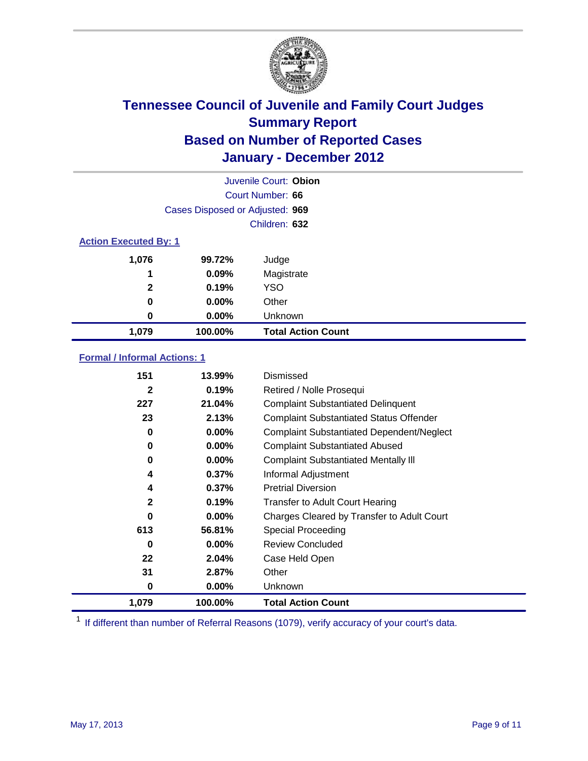# Tennessee Council of Juvenile and Family Court Judges
## Summary Report
## Based on Number of Reported Cases
## January - December 2012

Juvenile Court: **Obion**

Court Number: **66**

Cases Disposed or Adjusted: **969**

Children: **632**

### Action Executed By: 1

| Count | Percent | Action |
|---|---|---|
| 1,076 | 99.72% | Judge |
| 1 | 0.09% | Magistrate |
| 2 | 0.19% | YSO |
| 0 | 0.00% | Other |
| 0 | 0.00% | Unknown |
| **1,079** | **100.00%** | **Total Action Count** |

### Formal / Informal Actions: 1

| Count | Percent | Action |
|---|---|---|
| 151 | 13.99% | Dismissed |
| 2 | 0.19% | Retired / Nolle Prosequi |
| 227 | 21.04% | Complaint Substantiated Delinquent |
| 23 | 2.13% | Complaint Substantiated Status Offender |
| 0 | 0.00% | Complaint Substantiated Dependent/Neglect |
| 0 | 0.00% | Complaint Substantiated Abused |
| 0 | 0.00% | Complaint Substantiated Mentally Ill |
| 4 | 0.37% | Informal Adjustment |
| 4 | 0.37% | Pretrial Diversion |
| 2 | 0.19% | Transfer to Adult Court Hearing |
| 0 | 0.00% | Charges Cleared by Transfer to Adult Court |
| 613 | 56.81% | Special Proceeding |
| 0 | 0.00% | Review Concluded |
| 22 | 2.04% | Case Held Open |
| 31 | 2.87% | Other |
| 0 | 0.00% | Unknown |
| **1,079** | **100.00%** | **Total Action Count** |

[1] If different than number of Referral Reasons (1079), verify accuracy of your court's data.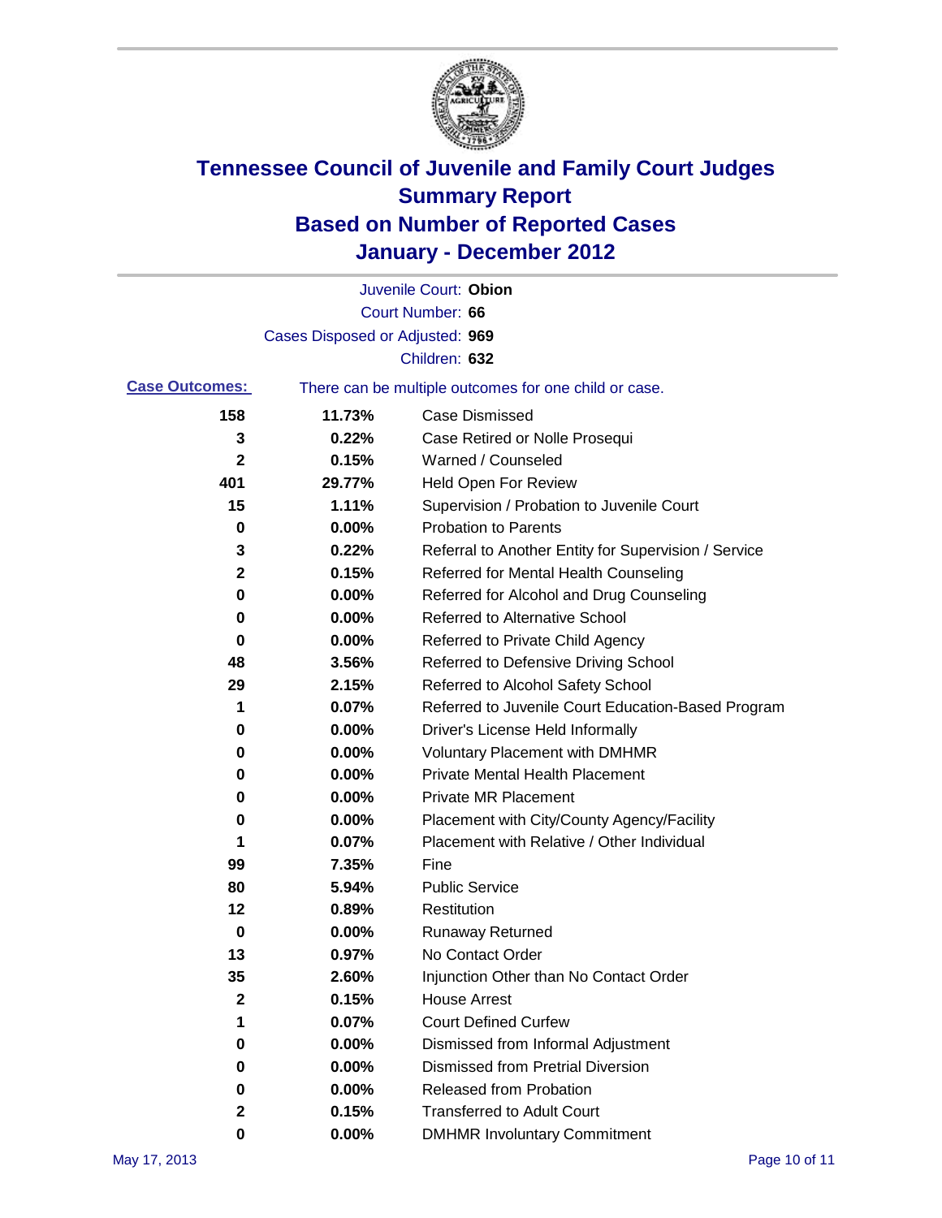# Tennessee Council of Juvenile and Family Court Judges
## Summary Report
## Based on Number of Reported Cases
## January - December 2012

Juvenile Court: **Obion**

Court Number: **66**

Cases Disposed or Adjusted: **969**

Children: **632**

**Case Outcomes:** There can be multiple outcomes for one child or case.

| Count | Percent | Outcome |
|---|---|---|
| 158 | 11.73% | Case Dismissed |
| 3 | 0.22% | Case Retired or Nolle Prosequi |
| 2 | 0.15% | Warned / Counseled |
| 401 | 29.77% | Held Open For Review |
| 15 | 1.11% | Supervision / Probation to Juvenile Court |
| 0 | 0.00% | Probation to Parents |
| 3 | 0.22% | Referral to Another Entity for Supervision / Service |
| 2 | 0.15% | Referred for Mental Health Counseling |
| 0 | 0.00% | Referred for Alcohol and Drug Counseling |
| 0 | 0.00% | Referred to Alternative School |
| 0 | 0.00% | Referred to Private Child Agency |
| 48 | 3.56% | Referred to Defensive Driving School |
| 29 | 2.15% | Referred to Alcohol Safety School |
| 1 | 0.07% | Referred to Juvenile Court Education-Based Program |
| 0 | 0.00% | Driver's License Held Informally |
| 0 | 0.00% | Voluntary Placement with DMHMR |
| 0 | 0.00% | Private Mental Health Placement |
| 0 | 0.00% | Private MR Placement |
| 0 | 0.00% | Placement with City/County Agency/Facility |
| 1 | 0.07% | Placement with Relative / Other Individual |
| 99 | 7.35% | Fine |
| 80 | 5.94% | Public Service |
| 12 | 0.89% | Restitution |
| 0 | 0.00% | Runaway Returned |
| 13 | 0.97% | No Contact Order |
| 35 | 2.60% | Injunction Other than No Contact Order |
| 2 | 0.15% | House Arrest |
| 1 | 0.07% | Court Defined Curfew |
| 0 | 0.00% | Dismissed from Informal Adjustment |
| 0 | 0.00% | Dismissed from Pretrial Diversion |
| 0 | 0.00% | Released from Probation |
| 2 | 0.15% | Transferred to Adult Court |
| 0 | 0.00% | DMHMR Involuntary Commitment |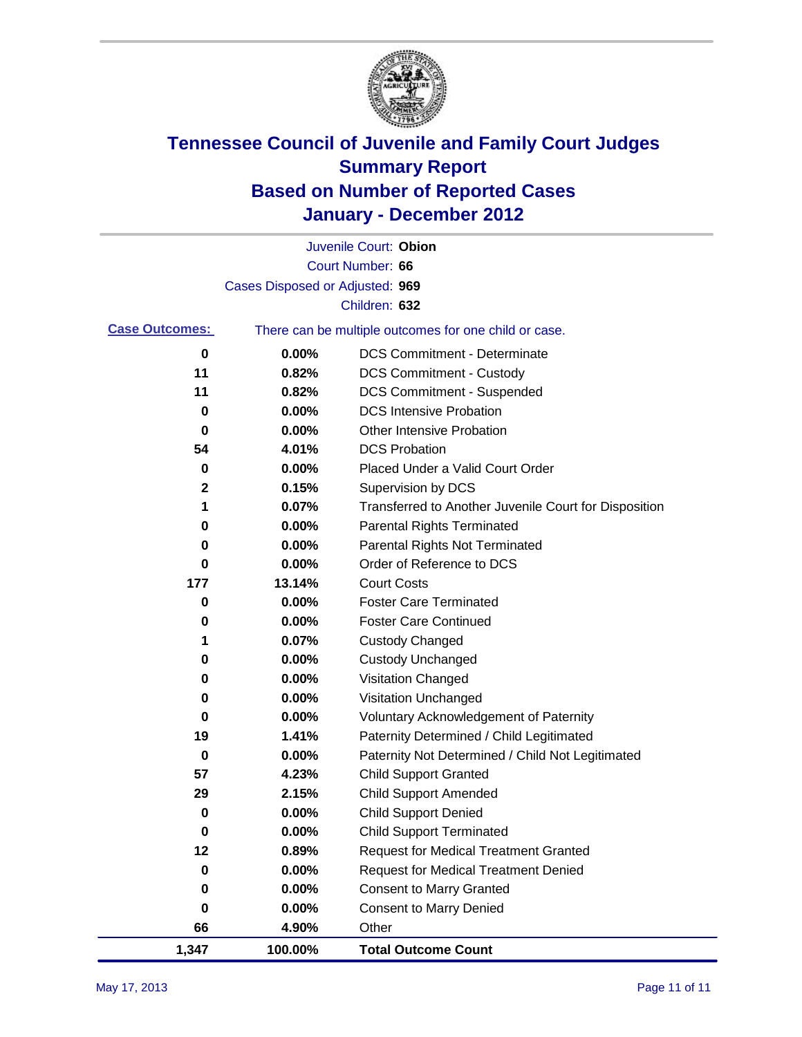# Tennessee Council of Juvenile and Family Court Judges
# Summary Report
# Based on Number of Reported Cases
# January - December 2012

Juvenile Court: **Obion**

Court Number: **66**

Cases Disposed or Adjusted: **969**

Children: **632**

**Case Outcomes:** There can be multiple outcomes for one child or case.

| | | |
|---|---|---|
| 0 | 0.00% | DCS Commitment - Determinate |
| 11 | 0.82% | DCS Commitment - Custody |
| 11 | 0.82% | DCS Commitment - Suspended |
| 0 | 0.00% | DCS Intensive Probation |
| 0 | 0.00% | Other Intensive Probation |
| 54 | 4.01% | DCS Probation |
| 0 | 0.00% | Placed Under a Valid Court Order |
| 2 | 0.15% | Supervision by DCS |
| 1 | 0.07% | Transferred to Another Juvenile Court for Disposition |
| 0 | 0.00% | Parental Rights Terminated |
| 0 | 0.00% | Parental Rights Not Terminated |
| 0 | 0.00% | Order of Reference to DCS |
| 177 | 13.14% | Court Costs |
| 0 | 0.00% | Foster Care Terminated |
| 0 | 0.00% | Foster Care Continued |
| 1 | 0.07% | Custody Changed |
| 0 | 0.00% | Custody Unchanged |
| 0 | 0.00% | Visitation Changed |
| 0 | 0.00% | Visitation Unchanged |
| 0 | 0.00% | Voluntary Acknowledgement of Paternity |
| 19 | 1.41% | Paternity Determined / Child Legitimated |
| 0 | 0.00% | Paternity Not Determined / Child Not Legitimated |
| 57 | 4.23% | Child Support Granted |
| 29 | 2.15% | Child Support Amended |
| 0 | 0.00% | Child Support Denied |
| 0 | 0.00% | Child Support Terminated |
| 12 | 0.89% | Request for Medical Treatment Granted |
| 0 | 0.00% | Request for Medical Treatment Denied |
| 0 | 0.00% | Consent to Marry Granted |
| 0 | 0.00% | Consent to Marry Denied |
| 66 | 4.90% | Other |
| **1,347** | **100.00%** | **Total Outcome Count** |